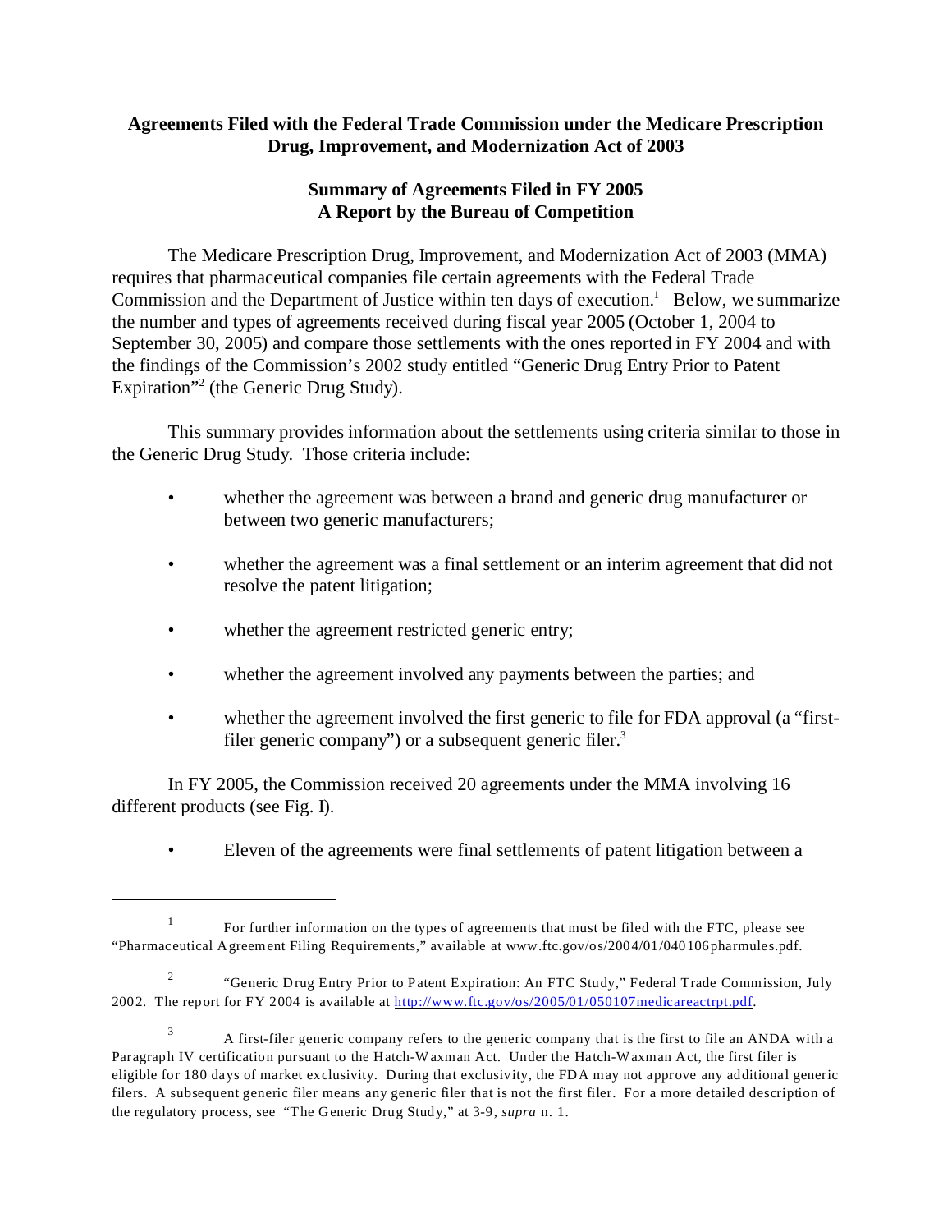**Agreements Filed with the Federal Trade Commission under the Medicare Prescription Drug, Improvement, and Modernization Act of 2003**

**Summary of Agreements Filed in FY 2005**
**A Report by the Bureau of Competition**

The Medicare Prescription Drug, Improvement, and Modernization Act of 2003 (MMA) requires that pharmaceutical companies file certain agreements with the Federal Trade Commission and the Department of Justice within ten days of execution.[1] Below, we summarize the number and types of agreements received during fiscal year 2005 (October 1, 2004 to September 30, 2005) and compare those settlements with the ones reported in FY 2004 and with the findings of the Commission's 2002 study entitled "Generic Drug Entry Prior to Patent Expiration"[2] (the Generic Drug Study).

This summary provides information about the settlements using criteria similar to those in the Generic Drug Study. Those criteria include:

- whether the agreement was between a brand and generic drug manufacturer or between two generic manufacturers;
- whether the agreement was a final settlement or an interim agreement that did not resolve the patent litigation;
- whether the agreement restricted generic entry;
- whether the agreement involved any payments between the parties; and
- whether the agreement involved the first generic to file for FDA approval (a "first-filer generic company") or a subsequent generic filer.[3]

In FY 2005, the Commission received 20 agreements under the MMA involving 16 different products (see Fig. I).

- Eleven of the agreements were final settlements of patent litigation between a

---

[1] For further information on the types of agreements that must be filed with the FTC, please see "Pharmaceutical Agreement Filing Requirements," available at www.ftc.gov/os/2004/01/040106pharmules.pdf.

[2] "Generic Drug Entry Prior to Patent Expiration: An FTC Study," Federal Trade Commission, July 2002. The report for FY 2004 is available at http://www.ftc.gov/os/2005/01/050107medicareactrpt.pdf.

[3] A first-filer generic company refers to the generic company that is the first to file an ANDA with a Paragraph IV certification pursuant to the Hatch-Waxman Act. Under the Hatch-Waxman Act, the first filer is eligible for 180 days of market exclusivity. During that exclusivity, the FDA may not approve any additional generic filers. A subsequent generic filer means any generic filer that is not the first filer. For a more detailed description of the regulatory process, see "The Generic Drug Study," at 3-9, *supra* n. 1.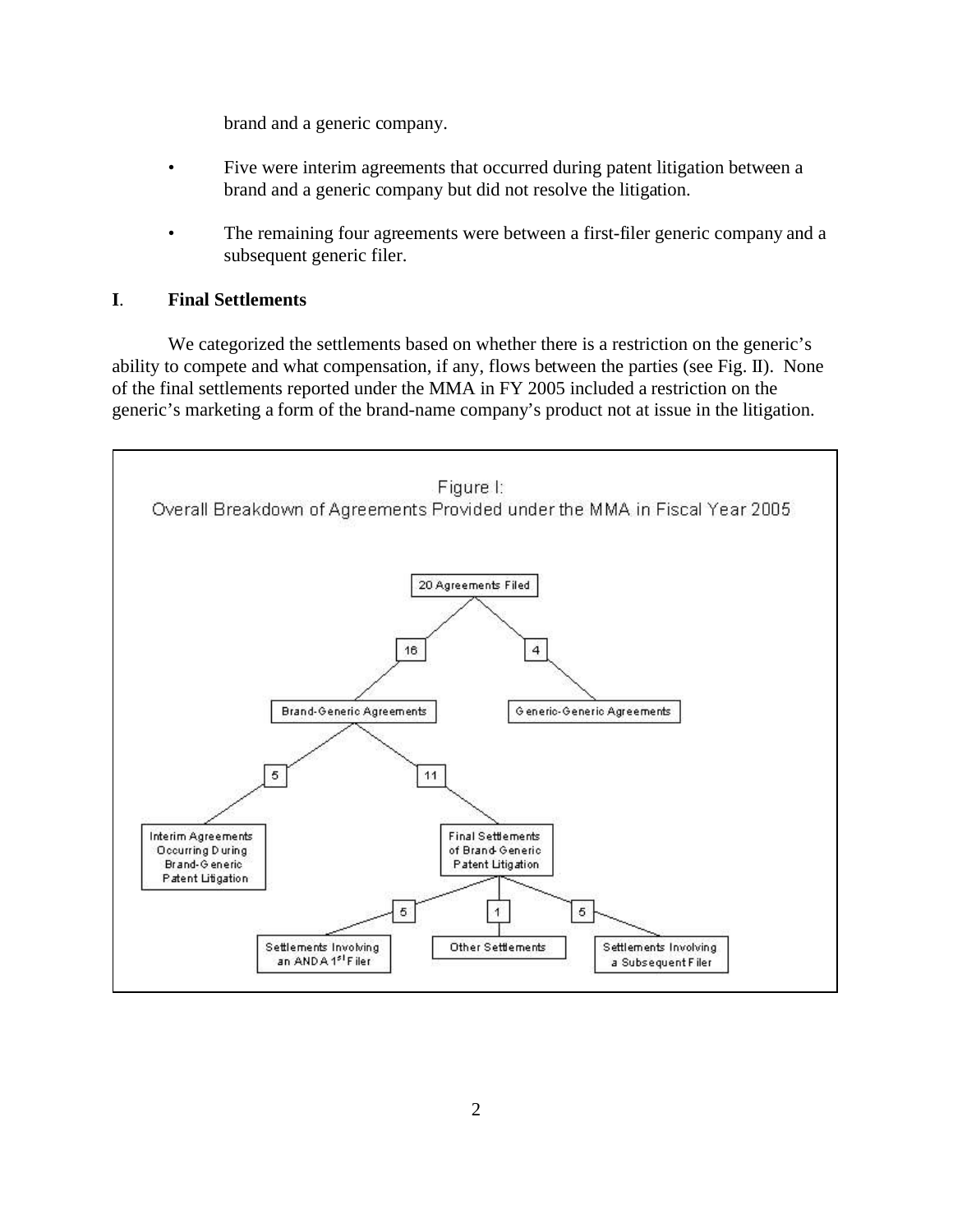brand and a generic company.

- Five were interim agreements that occurred during patent litigation between a brand and a generic company but did not resolve the litigation.
- The remaining four agreements were between a first-filer generic company and a subsequent generic filer.

## I. Final Settlements

We categorized the settlements based on whether there is a restriction on the generic's ability to compete and what compensation, if any, flows between the parties (see Fig. II). None of the final settlements reported under the MMA in FY 2005 included a restriction on the generic's marketing a form of the brand-name company's product not at issue in the litigation.

Figure I:
Overall Breakdown of Agreements Provided under the MMA in Fiscal Year 2005

- 20 Agreements Filed
  - 16 — Brand-Generic Agreements
    - 5 — Interim Agreements Occurring During Brand-Generic Patent Litigation
    - 11 — Final Settlements of Brand-Generic Patent Litigation
      - 5 — Settlements Involving an ANDA 1st Filer
      - 1 — Other Settlements
      - 5 — Settlements Involving a Subsequent Filer
  - 4 — Generic-Generic Agreements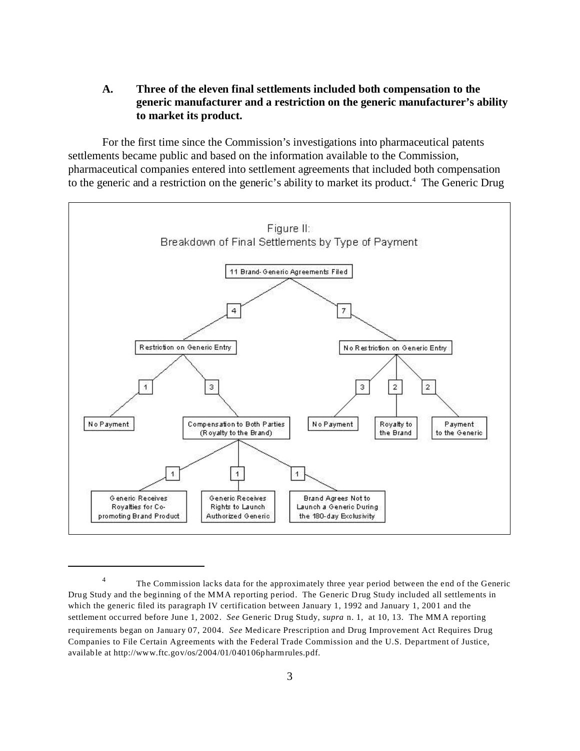### A. Three of the eleven final settlements included both compensation to the generic manufacturer and a restriction on the generic manufacturer's ability to market its product.

For the first time since the Commission's investigations into pharmaceutical patents settlements became public and based on the information available to the Commission, pharmaceutical companies entered into settlement agreements that included both compensation to the generic and a restriction on the generic's ability to market its product.[4] The Generic Drug

Figure II: Breakdown of Final Settlements by Type of Payment

- 11 Brand-Generic Agreements Filed
  - 4 — Restriction on Generic Entry
    - 1 — No Payment
    - 3 — Compensation to Both Parties (Royalty to the Brand)
      - 1 — Generic Receives Royalties for Co-promoting Brand Product
      - 1 — Generic Receives Rights to Launch Authorized Generic
      - 1 — Brand Agrees Not to Launch a Generic During the 180-day Exclusivity
  - 7 — No Restriction on Generic Entry
    - 3 — No Payment
    - 2 — Royalty to the Brand
    - 2 — Payment to the Generic

---

[4] The Commission lacks data for the approximately three year period between the end of the Generic Drug Study and the beginning of the MMA reporting period. The Generic Drug Study included all settlements in which the generic filed its paragraph IV certification between January 1, 1992 and January 1, 2001 and the settlement occurred before June 1, 2002. *See* Generic Drug Study, *supra* n. 1, at 10, 13. The MMA reporting requirements began on January 07, 2004. *See* Medicare Prescription and Drug Improvement Act Requires Drug Companies to File Certain Agreements with the Federal Trade Commission and the U.S. Department of Justice, available at http://www.ftc.gov/os/2004/01/040106pharmrules.pdf.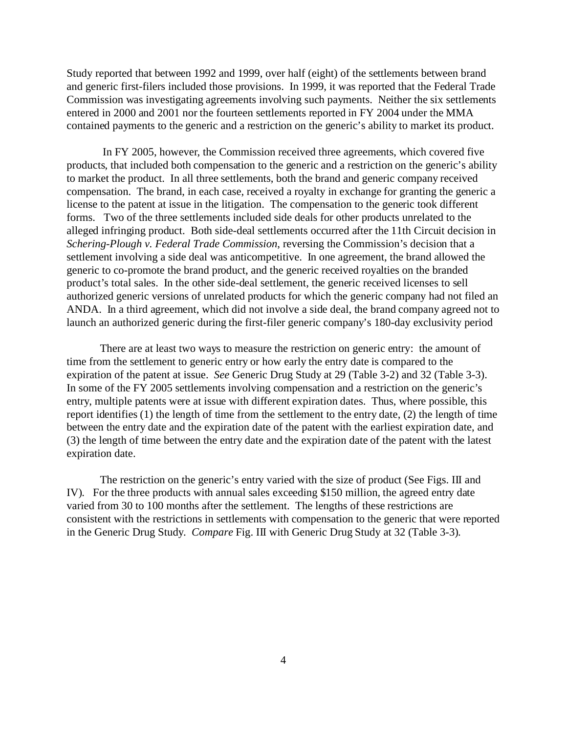Study reported that between 1992 and 1999, over half (eight) of the settlements between brand and generic first-filers included those provisions. In 1999, it was reported that the Federal Trade Commission was investigating agreements involving such payments. Neither the six settlements entered in 2000 and 2001 nor the fourteen settlements reported in FY 2004 under the MMA contained payments to the generic and a restriction on the generic's ability to market its product.

In FY 2005, however, the Commission received three agreements, which covered five products, that included both compensation to the generic and a restriction on the generic's ability to market the product. In all three settlements, both the brand and generic company received compensation. The brand, in each case, received a royalty in exchange for granting the generic a license to the patent at issue in the litigation. The compensation to the generic took different forms. Two of the three settlements included side deals for other products unrelated to the alleged infringing product. Both side-deal settlements occurred after the 11th Circuit decision in *Schering-Plough v. Federal Trade Commission*, reversing the Commission's decision that a settlement involving a side deal was anticompetitive. In one agreement, the brand allowed the generic to co-promote the brand product, and the generic received royalties on the branded product's total sales. In the other side-deal settlement, the generic received licenses to sell authorized generic versions of unrelated products for which the generic company had not filed an ANDA. In a third agreement, which did not involve a side deal, the brand company agreed not to launch an authorized generic during the first-filer generic company's 180-day exclusivity period

There are at least two ways to measure the restriction on generic entry: the amount of time from the settlement to generic entry or how early the entry date is compared to the expiration of the patent at issue. *See* Generic Drug Study at 29 (Table 3-2) and 32 (Table 3-3). In some of the FY 2005 settlements involving compensation and a restriction on the generic's entry, multiple patents were at issue with different expiration dates. Thus, where possible, this report identifies (1) the length of time from the settlement to the entry date, (2) the length of time between the entry date and the expiration date of the patent with the earliest expiration date, and (3) the length of time between the entry date and the expiration date of the patent with the latest expiration date.

The restriction on the generic's entry varied with the size of product (See Figs. III and IV). For the three products with annual sales exceeding $150 million, the agreed entry date varied from 30 to 100 months after the settlement. The lengths of these restrictions are consistent with the restrictions in settlements with compensation to the generic that were reported in the Generic Drug Study. *Compare* Fig. III with Generic Drug Study at 32 (Table 3-3).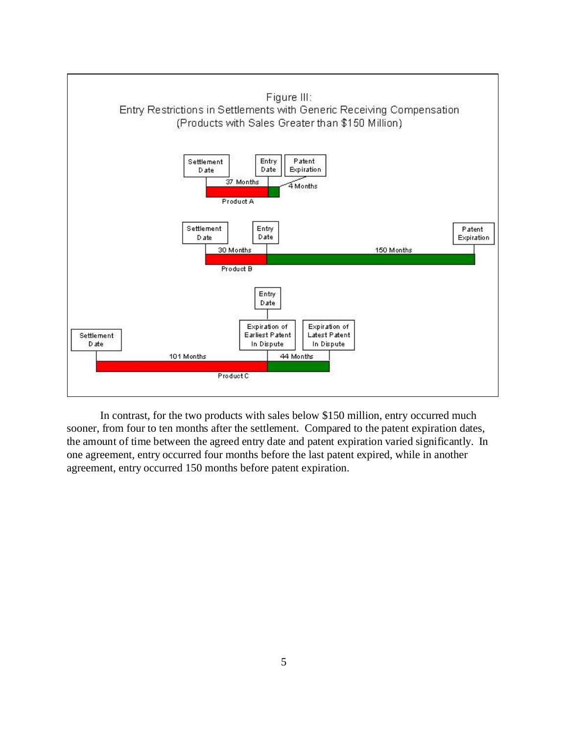Figure III:
Entry Restrictions in Settlements with Generic Receiving Compensation
(Products with Sales Greater than $150 Million)

Product A: Settlement Date — 37 Months — Entry Date — 4 Months — Patent Expiration

Product B: Settlement Date — 30 Months — Entry Date — 150 Months — Patent Expiration

Product C: Settlement Date — 101 Months — Entry Date / Expiration of Earliest Patent In Dispute — 44 Months — Expiration of Latest Patent In Dispute

In contrast, for the two products with sales below $150 million, entry occurred much sooner, from four to ten months after the settlement. Compared to the patent expiration dates, the amount of time between the agreed entry date and patent expiration varied significantly. In one agreement, entry occurred four months before the last patent expired, while in another agreement, entry occurred 150 months before patent expiration.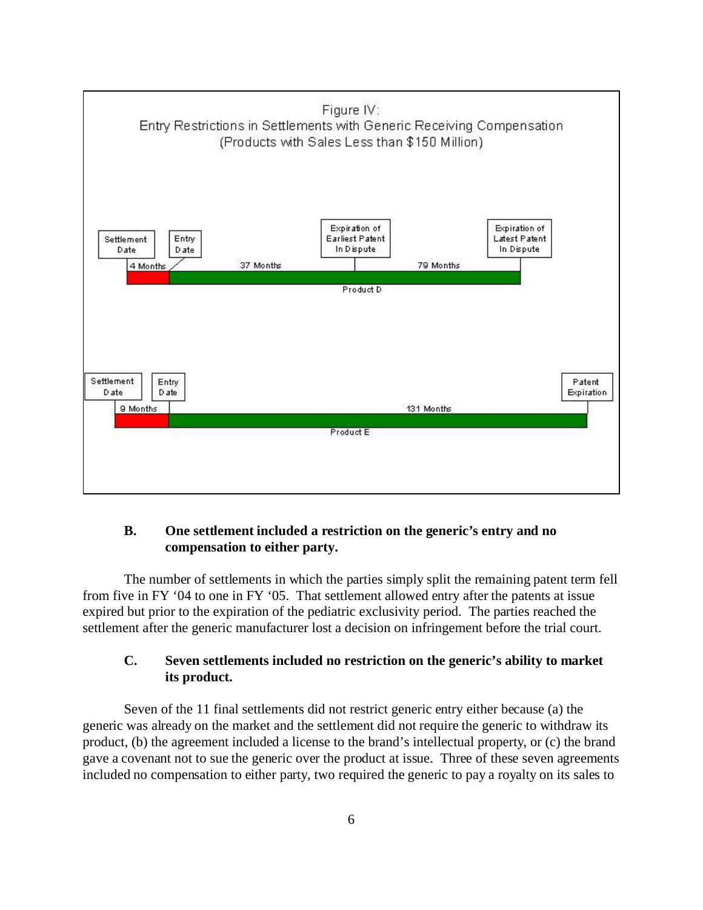Figure IV:
Entry Restrictions in Settlements with Generic Receiving Compensation
(Products with Sales Less than $150 Million)

Product D: Settlement Date — 4 Months — Entry Date — 37 Months — Expiration of Earliest Patent In Dispute — 79 Months — Expiration of Latest Patent In Dispute

Product E: Settlement Date — 9 Months — Entry Date — 131 Months — Patent Expiration

### B. One settlement included a restriction on the generic's entry and no compensation to either party.

The number of settlements in which the parties simply split the remaining patent term fell from five in FY '04 to one in FY '05. That settlement allowed entry after the patents at issue expired but prior to the expiration of the pediatric exclusivity period. The parties reached the settlement after the generic manufacturer lost a decision on infringement before the trial court.

### C. Seven settlements included no restriction on the generic's ability to market its product.

Seven of the 11 final settlements did not restrict generic entry either because (a) the generic was already on the market and the settlement did not require the generic to withdraw its product, (b) the agreement included a license to the brand's intellectual property, or (c) the brand gave a covenant not to sue the generic over the product at issue. Three of these seven agreements included no compensation to either party, two required the generic to pay a royalty on its sales to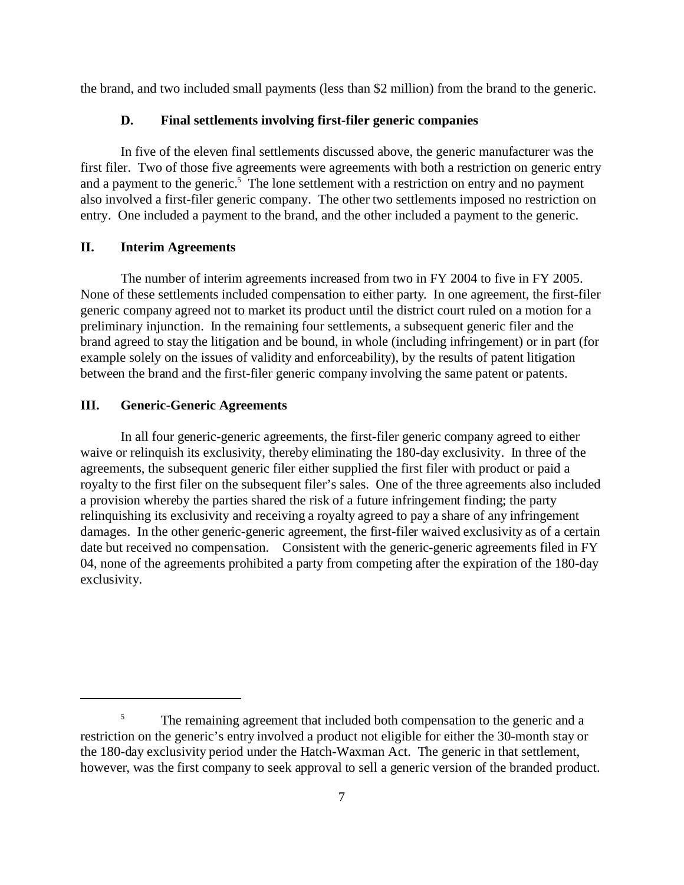the brand, and two included small payments (less than $2 million) from the brand to the generic.

### D. Final settlements involving first-filer generic companies

In five of the eleven final settlements discussed above, the generic manufacturer was the first filer. Two of those five agreements were agreements with both a restriction on generic entry and a payment to the generic.[5] The lone settlement with a restriction on entry and no payment also involved a first-filer generic company. The other two settlements imposed no restriction on entry. One included a payment to the brand, and the other included a payment to the generic.

## II. Interim Agreements

The number of interim agreements increased from two in FY 2004 to five in FY 2005. None of these settlements included compensation to either party. In one agreement, the first-filer generic company agreed not to market its product until the district court ruled on a motion for a preliminary injunction. In the remaining four settlements, a subsequent generic filer and the brand agreed to stay the litigation and be bound, in whole (including infringement) or in part (for example solely on the issues of validity and enforceability), by the results of patent litigation between the brand and the first-filer generic company involving the same patent or patents.

## III. Generic-Generic Agreements

In all four generic-generic agreements, the first-filer generic company agreed to either waive or relinquish its exclusivity, thereby eliminating the 180-day exclusivity. In three of the agreements, the subsequent generic filer either supplied the first filer with product or paid a royalty to the first filer on the subsequent filer's sales. One of the three agreements also included a provision whereby the parties shared the risk of a future infringement finding; the party relinquishing its exclusivity and receiving a royalty agreed to pay a share of any infringement damages. In the other generic-generic agreement, the first-filer waived exclusivity as of a certain date but received no compensation. Consistent with the generic-generic agreements filed in FY 04, none of the agreements prohibited a party from competing after the expiration of the 180-day exclusivity.

---

[5] The remaining agreement that included both compensation to the generic and a restriction on the generic's entry involved a product not eligible for either the 30-month stay or the 180-day exclusivity period under the Hatch-Waxman Act. The generic in that settlement, however, was the first company to seek approval to sell a generic version of the branded product.